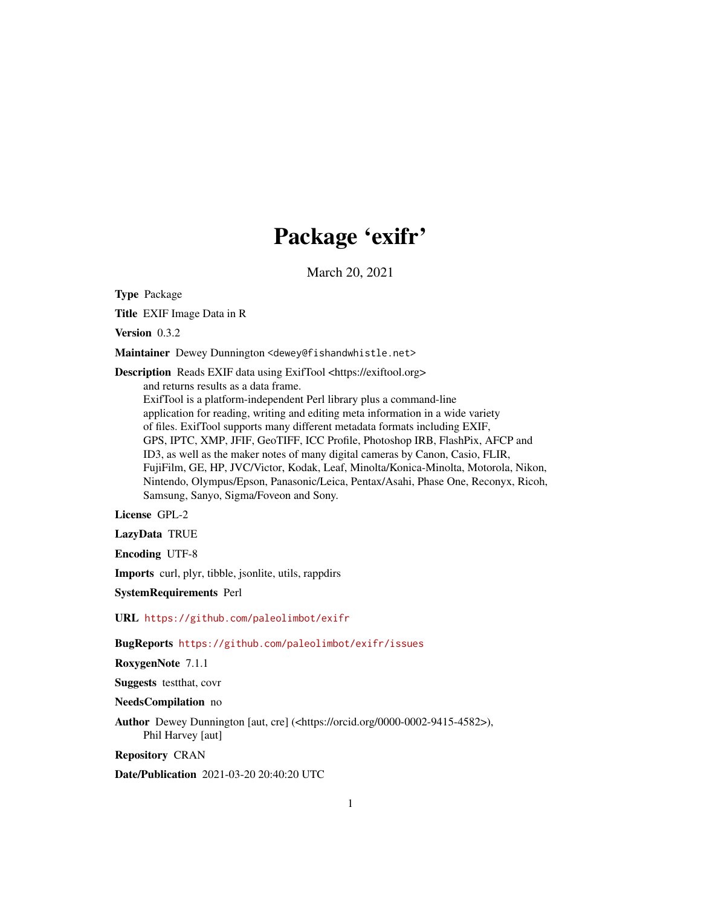# Package 'exifr'

March 20, 2021

**Type** Package

**Title** EXIF Image Data in R

**Version** 0.3.2

**Maintainer** Dewey Dunnington <dewey@fishandwhistle.net>

**Description** Reads EXIF data using ExifTool <https://exiftool.org>
and returns results as a data frame.
ExifTool is a platform-independent Perl library plus a command-line
application for reading, writing and editing meta information in a wide variety
of files. ExifTool supports many different metadata formats including EXIF,
GPS, IPTC, XMP, JFIF, GeoTIFF, ICC Profile, Photoshop IRB, FlashPix, AFCP and
ID3, as well as the maker notes of many digital cameras by Canon, Casio, FLIR,
FujiFilm, GE, HP, JVC/Victor, Kodak, Leaf, Minolta/Konica-Minolta, Motorola, Nikon,
Nintendo, Olympus/Epson, Panasonic/Leica, Pentax/Asahi, Phase One, Reconyx, Ricoh,
Samsung, Sanyo, Sigma/Foveon and Sony.

**License** GPL-2

**LazyData** TRUE

**Encoding** UTF-8

**Imports** curl, plyr, tibble, jsonlite, utils, rappdirs

**SystemRequirements** Perl

**URL** https://github.com/paleolimbot/exifr

**BugReports** https://github.com/paleolimbot/exifr/issues

**RoxygenNote** 7.1.1

**Suggests** testthat, covr

**NeedsCompilation** no

**Author** Dewey Dunnington [aut, cre] (<https://orcid.org/0000-0002-9415-4582>),
Phil Harvey [aut]

**Repository** CRAN

**Date/Publication** 2021-03-20 20:40:20 UTC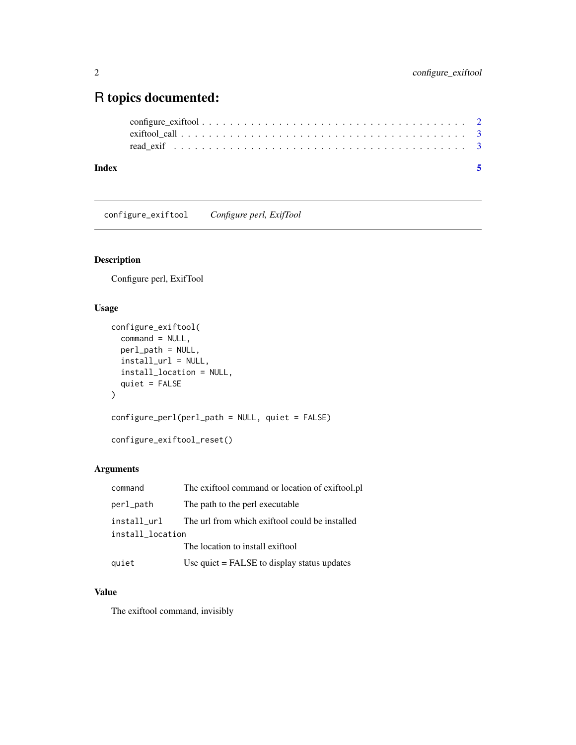# R topics documented:

configure_exiftool . . . . . . . . . . . . . . . . . . . . . . . . . . . . . . . . . . . . 2
exiftool_call . . . . . . . . . . . . . . . . . . . . . . . . . . . . . . . . . . . . . . . 3
read_exif . . . . . . . . . . . . . . . . . . . . . . . . . . . . . . . . . . . . . . . . . 3

**Index** **5**

---

## configure_exiftool — *Configure perl, ExifTool*

---

### Description

Configure perl, ExifTool

### Usage

```
configure_exiftool(
  command = NULL,
  perl_path = NULL,
  install_url = NULL,
  install_location = NULL,
  quiet = FALSE
)

configure_perl(perl_path = NULL, quiet = FALSE)

configure_exiftool_reset()
```

### Arguments

| | |
|---|---|
| command | The exiftool command or location of exiftool.pl |
| perl_path | The path to the perl executable |
| install_url | The url from which exiftool could be installed |
| install_location | The location to install exiftool |
| quiet | Use quiet = FALSE to display status updates |

### Value

The exiftool command, invisibly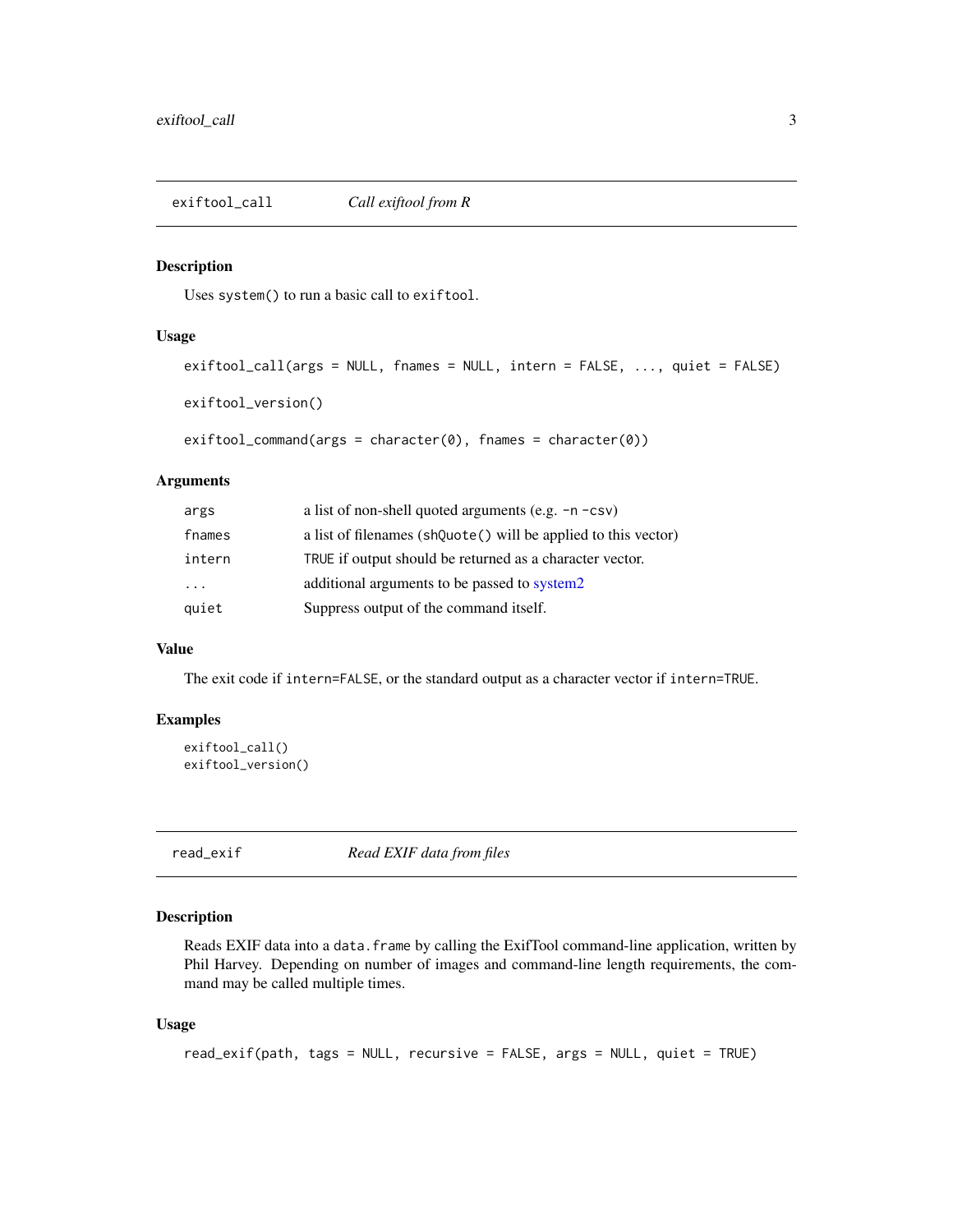## exiftool_call *Call exiftool from R*

### Description

Uses `system()` to run a basic call to `exiftool`.

### Usage

```
exiftool_call(args = NULL, fnames = NULL, intern = FALSE, ..., quiet = FALSE)

exiftool_version()

exiftool_command(args = character(0), fnames = character(0))
```

### Arguments

| | |
|---|---|
| `args` | a list of non-shell quoted arguments (e.g. `-n -csv`) |
| `fnames` | a list of filenames (`shQuote()` will be applied to this vector) |
| `intern` | `TRUE` if output should be returned as a character vector. |
| `...` | additional arguments to be passed to system2 |
| `quiet` | Suppress output of the command itself. |

### Value

The exit code if `intern=FALSE`, or the standard output as a character vector if `intern=TRUE`.

### Examples

```
exiftool_call()
exiftool_version()
```

## read_exif *Read EXIF data from files*

### Description

Reads EXIF data into a `data.frame` by calling the ExifTool command-line application, written by Phil Harvey. Depending on number of images and command-line length requirements, the command may be called multiple times.

### Usage

```
read_exif(path, tags = NULL, recursive = FALSE, args = NULL, quiet = TRUE)
```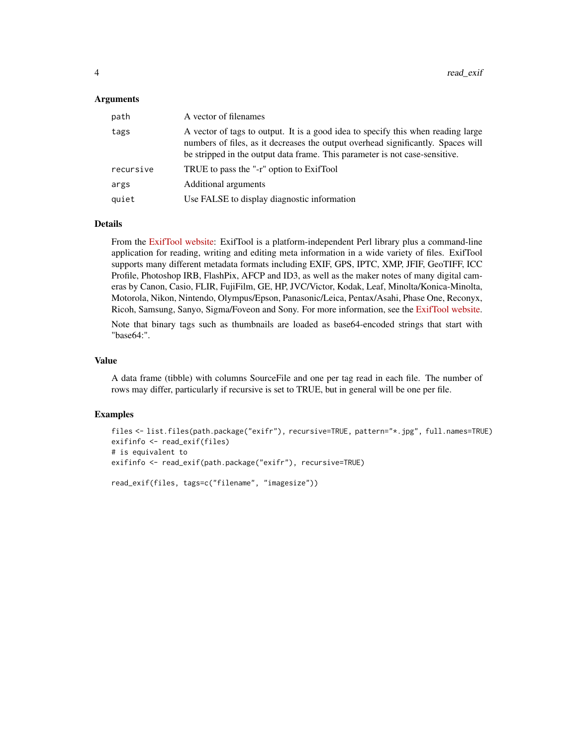## Arguments

| | |
|---|---|
| `path` | A vector of filenames |
| `tags` | A vector of tags to output. It is a good idea to specify this when reading large numbers of files, as it decreases the output overhead significantly. Spaces will be stripped in the output data frame. This parameter is not case-sensitive. |
| `recursive` | TRUE to pass the "-r" option to ExifTool |
| `args` | Additional arguments |
| `quiet` | Use FALSE to display diagnostic information |

## Details

From the ExifTool website: ExifTool is a platform-independent Perl library plus a command-line application for reading, writing and editing meta information in a wide variety of files. ExifTool supports many different metadata formats including EXIF, GPS, IPTC, XMP, JFIF, GeoTIFF, ICC Profile, Photoshop IRB, FlashPix, AFCP and ID3, as well as the maker notes of many digital cameras by Canon, Casio, FLIR, FujiFilm, GE, HP, JVC/Victor, Kodak, Leaf, Minolta/Konica-Minolta, Motorola, Nikon, Nintendo, Olympus/Epson, Panasonic/Leica, Pentax/Asahi, Phase One, Reconyx, Ricoh, Samsung, Sanyo, Sigma/Foveon and Sony. For more information, see the ExifTool website.

Note that binary tags such as thumbnails are loaded as base64-encoded strings that start with "base64:".

## Value

A data frame (tibble) with columns SourceFile and one per tag read in each file. The number of rows may differ, particularly if recursive is set to TRUE, but in general will be one per file.

## Examples

```
files <- list.files(path.package("exifr"), recursive=TRUE, pattern="*.jpg", full.names=TRUE)
exifinfo <- read_exif(files)
# is equivalent to
exifinfo <- read_exif(path.package("exifr"), recursive=TRUE)

read_exif(files, tags=c("filename", "imagesize"))
```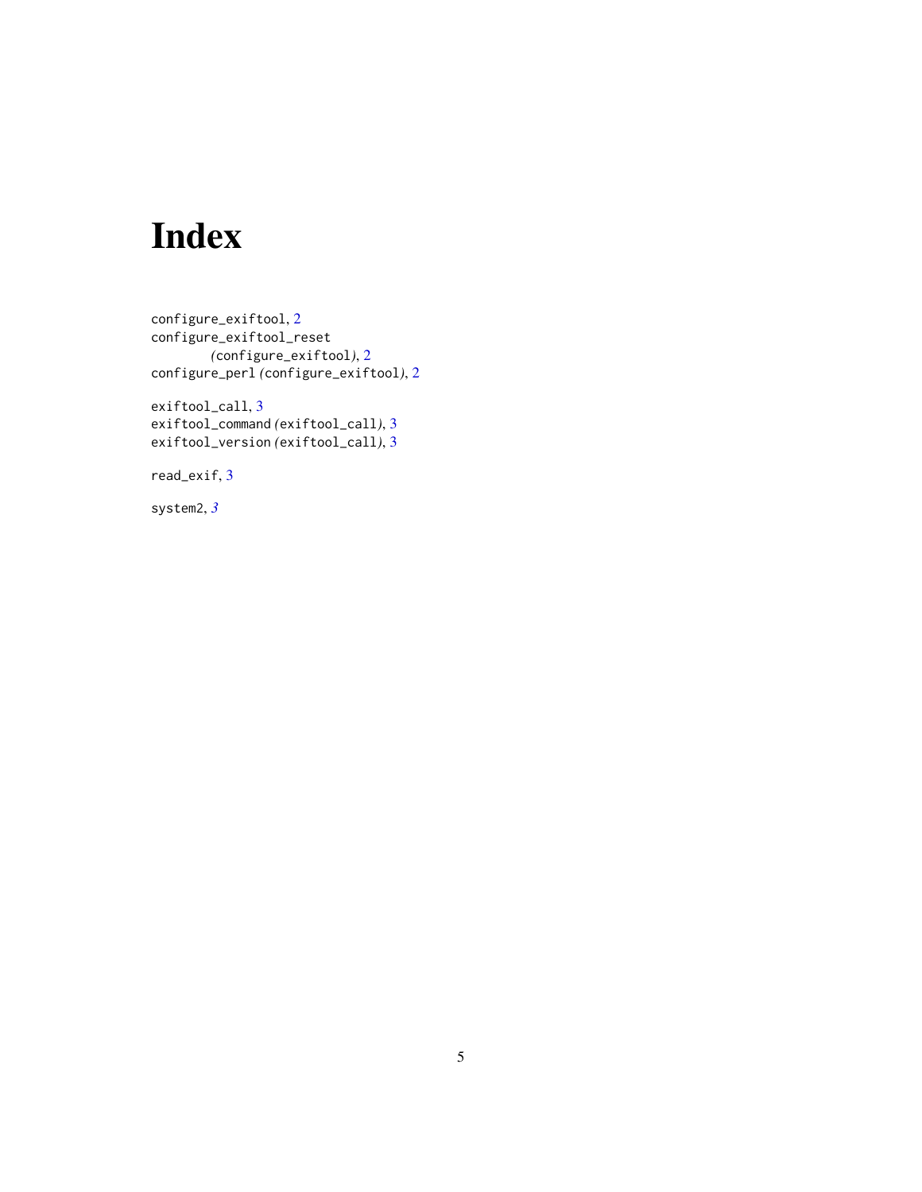# Index

configure_exiftool, 2
configure_exiftool_reset (configure_exiftool), 2
configure_perl (configure_exiftool), 2

exiftool_call, 3
exiftool_command (exiftool_call), 3
exiftool_version (exiftool_call), 3

read_exif, 3

system2, *3*